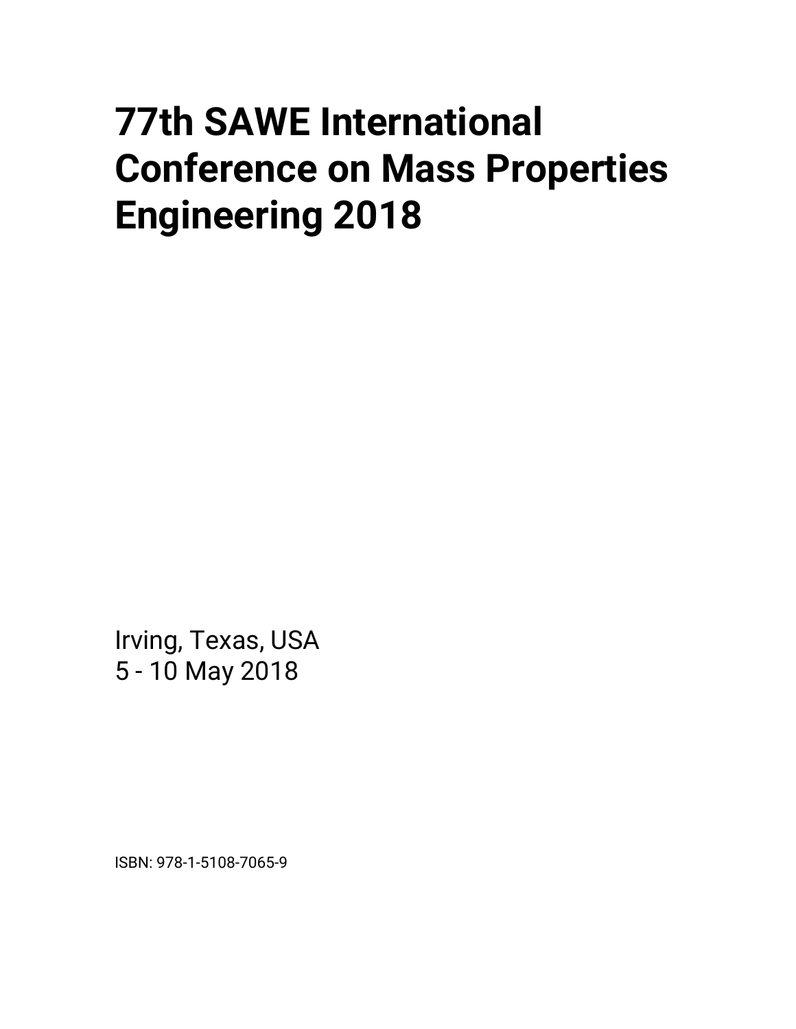# 77th SAWE International Conference on Mass Properties Engineering 2018

Irving, Texas, USA
5 - 10 May 2018

ISBN: 978-1-5108-7065-9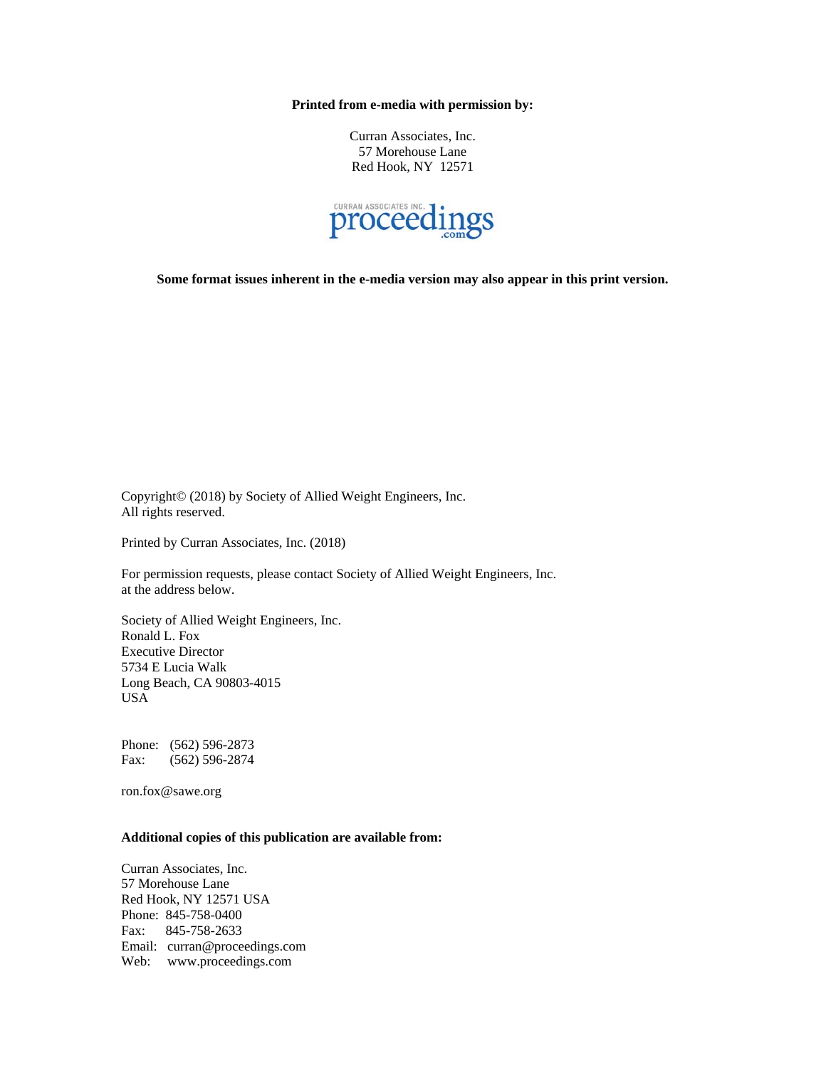**Printed from e-media with permission by:**

Curran Associates, Inc.
57 Morehouse Lane
Red Hook, NY 12571

**Some format issues inherent in the e-media version may also appear in this print version.**

Copyright© (2018) by Society of Allied Weight Engineers, Inc.
All rights reserved.

Printed by Curran Associates, Inc. (2018)

For permission requests, please contact Society of Allied Weight Engineers, Inc.
at the address below.

Society of Allied Weight Engineers, Inc.
Ronald L. Fox
Executive Director
5734 E Lucia Walk
Long Beach, CA 90803-4015
USA

Phone: (562) 596-2873
Fax: (562) 596-2874

ron.fox@sawe.org

**Additional copies of this publication are available from:**

Curran Associates, Inc.
57 Morehouse Lane
Red Hook, NY 12571 USA
Phone: 845-758-0400
Fax: 845-758-2633
Email: curran@proceedings.com
Web: www.proceedings.com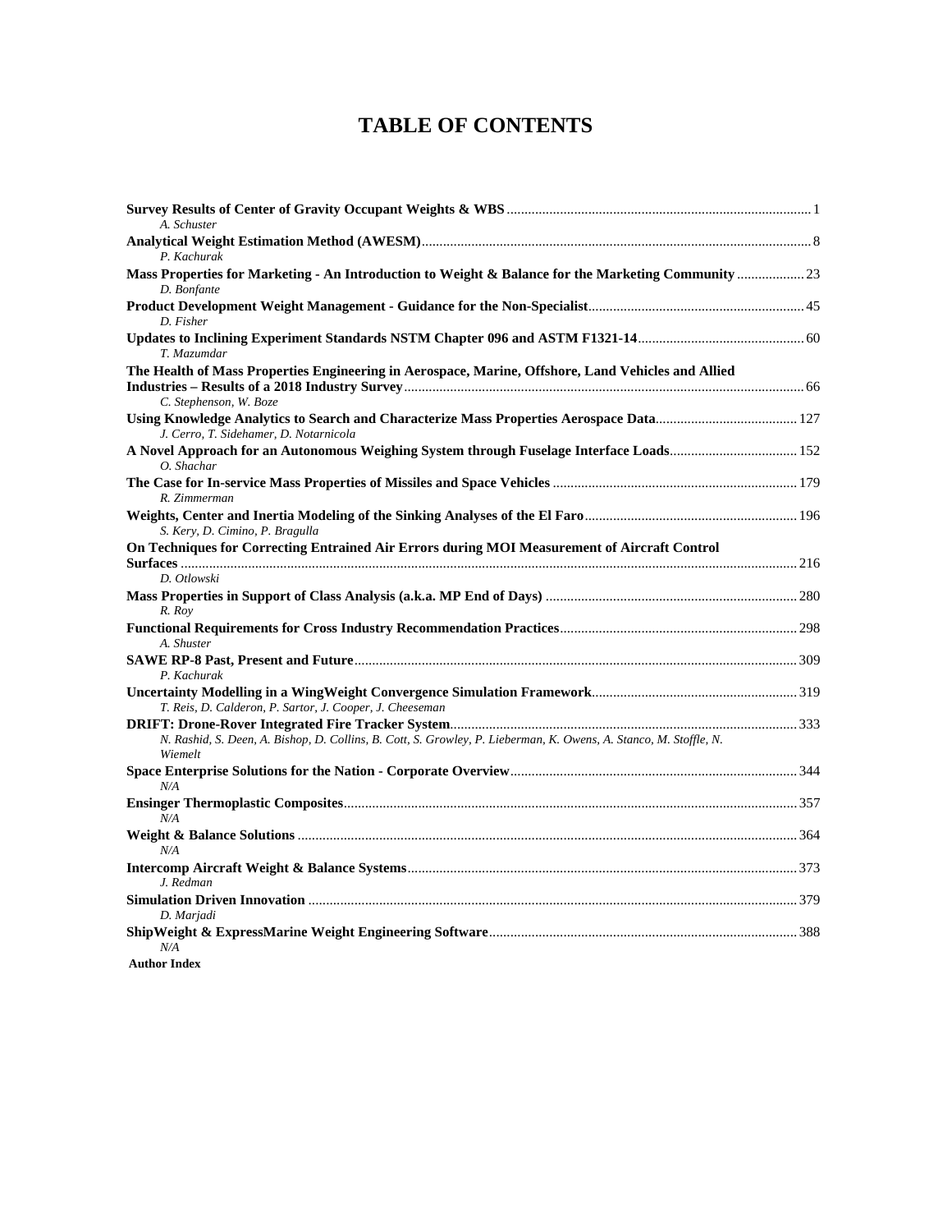# TABLE OF CONTENTS

**Survey Results of Center of Gravity Occupant Weights & WBS** ..................... 1
*A. Schuster*

**Analytical Weight Estimation Method (AWESM)** ..................... 8
*P. Kachurak*

**Mass Properties for Marketing - An Introduction to Weight & Balance for the Marketing Community** ..................... 23
*D. Bonfante*

**Product Development Weight Management - Guidance for the Non-Specialist** ..................... 45
*D. Fisher*

**Updates to Inclining Experiment Standards NSTM Chapter 096 and ASTM F1321-14** ..................... 60
*T. Mazumdar*

**The Health of Mass Properties Engineering in Aerospace, Marine, Offshore, Land Vehicles and Allied Industries – Results of a 2018 Industry Survey** ..................... 66
*C. Stephenson, W. Boze*

**Using Knowledge Analytics to Search and Characterize Mass Properties Aerospace Data** ..................... 127
*J. Cerro, T. Sidehamer, D. Notarnicola*

**A Novel Approach for an Autonomous Weighing System through Fuselage Interface Loads** ..................... 152
*O. Shachar*

**The Case for In-service Mass Properties of Missiles and Space Vehicles** ..................... 179
*R. Zimmerman*

**Weights, Center and Inertia Modeling of the Sinking Analyses of the El Faro** ..................... 196
*S. Kery, D. Cimino, P. Bragulla*

**On Techniques for Correcting Entrained Air Errors during MOI Measurement of Aircraft Control Surfaces** ..................... 216
*D. Otlowski*

**Mass Properties in Support of Class Analysis (a.k.a. MP End of Days)** ..................... 280
*R. Roy*

**Functional Requirements for Cross Industry Recommendation Practices** ..................... 298
*A. Shuster*

**SAWE RP-8 Past, Present and Future** ..................... 309
*P. Kachurak*

**Uncertainty Modelling in a WingWeight Convergence Simulation Framework** ..................... 319
*T. Reis, D. Calderon, P. Sartor, J. Cooper, J. Cheeseman*

**DRIFT: Drone-Rover Integrated Fire Tracker System** ..................... 333
*N. Rashid, S. Deen, A. Bishop, D. Collins, B. Cott, S. Growley, P. Lieberman, K. Owens, A. Stanco, M. Stoffle, N. Wiemelt*

**Space Enterprise Solutions for the Nation - Corporate Overview** ..................... 344
*N/A*

**Ensinger Thermoplastic Composites** ..................... 357
*N/A*

**Weight & Balance Solutions** ..................... 364
*N/A*

**Intercomp Aircraft Weight & Balance Systems** ..................... 373
*J. Redman*

**Simulation Driven Innovation** ..................... 379
*D. Marjadi*

**ShipWeight & ExpressMarine Weight Engineering Software** ..................... 388
*N/A*

**Author Index**